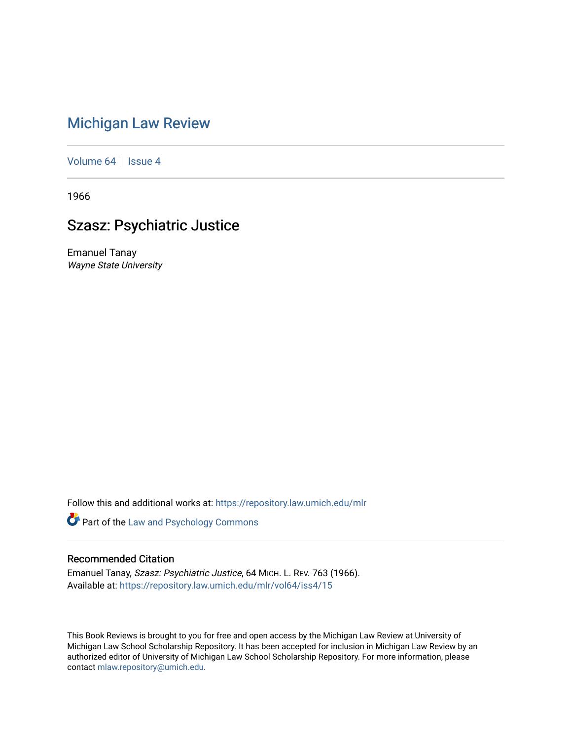# Michigan Law Review

Volume 64 | Issue 4

1966

## Szasz: Psychiatric Justice

Emanuel Tanay
*Wayne State University*

Follow this and additional works at: https://repository.law.umich.edu/mlr

Part of the Law and Psychology Commons

### Recommended Citation

Emanuel Tanay, *Szasz: Psychiatric Justice*, 64 MICH. L. REV. 763 (1966).
Available at: https://repository.law.umich.edu/mlr/vol64/iss4/15

This Book Reviews is brought to you for free and open access by the Michigan Law Review at University of Michigan Law School Scholarship Repository. It has been accepted for inclusion in Michigan Law Review by an authorized editor of University of Michigan Law School Scholarship Repository. For more information, please contact mlaw.repository@umich.edu.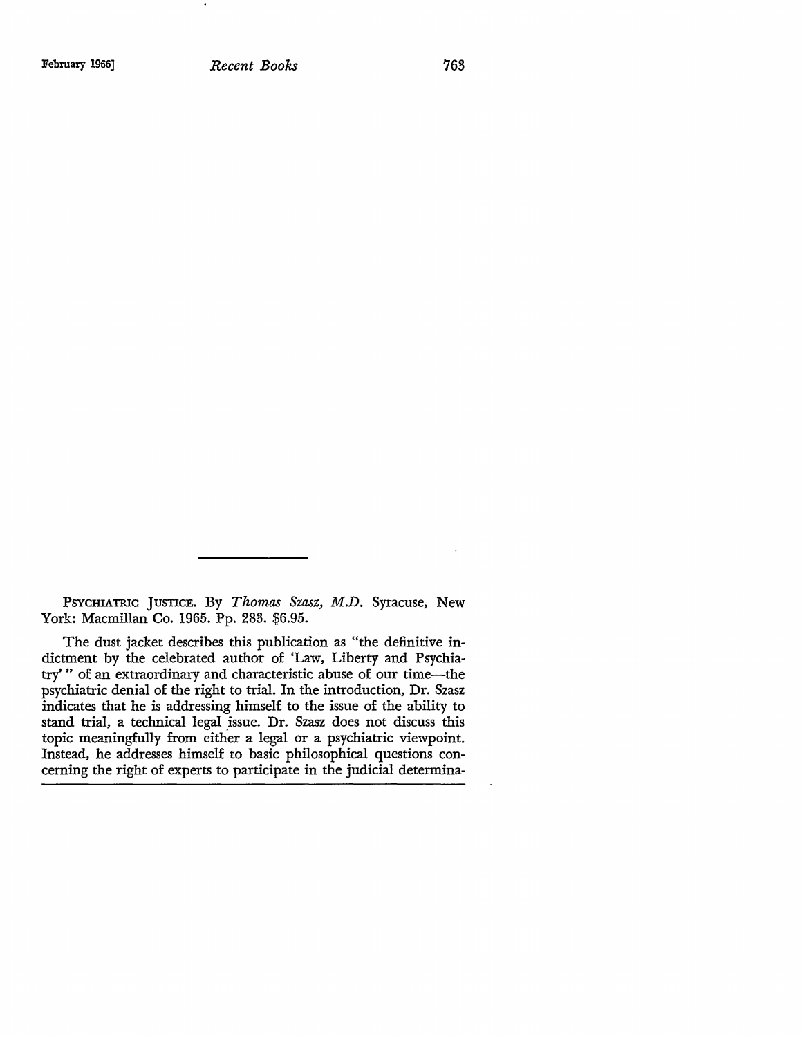PSYCHIATRIC JUSTICE. By *Thomas Szasz, M.D.* Syracuse, New York: Macmillan Co. 1965. Pp. 283. $6.95.

The dust jacket describes this publication as "the definitive indictment by the celebrated author of 'Law, Liberty and Psychiatry' " of an extraordinary and characteristic abuse of our time—the psychiatric denial of the right to trial. In the introduction, Dr. Szasz indicates that he is addressing himself to the issue of the ability to stand trial, a technical legal issue. Dr. Szasz does not discuss this topic meaningfully from either a legal or a psychiatric viewpoint. Instead, he addresses himself to basic philosophical questions concerning the right of experts to participate in the judicial determina-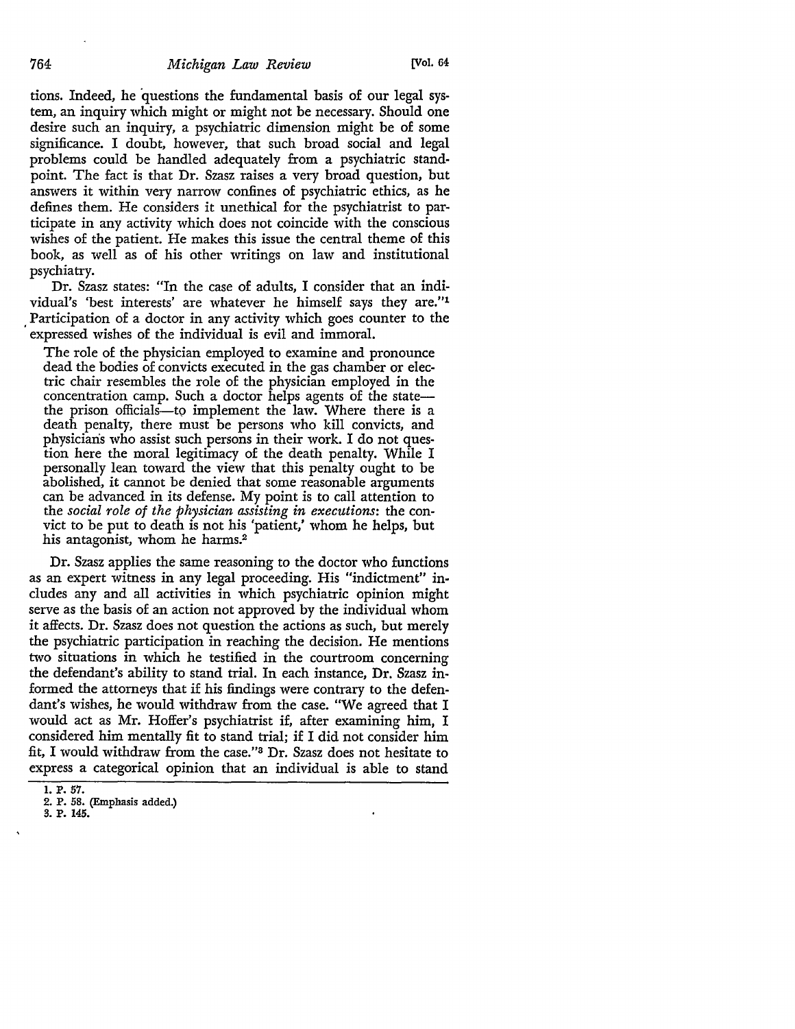tions. Indeed, he questions the fundamental basis of our legal system, an inquiry which might or might not be necessary. Should one desire such an inquiry, a psychiatric dimension might be of some significance. I doubt, however, that such broad social and legal problems could be handled adequately from a psychiatric standpoint. The fact is that Dr. Szasz raises a very broad question, but answers it within very narrow confines of psychiatric ethics, as he defines them. He considers it unethical for the psychiatrist to participate in any activity which does not coincide with the conscious wishes of the patient. He makes this issue the central theme of this book, as well as of his other writings on law and institutional psychiatry.

Dr. Szasz states: "In the case of adults, I consider that an individual's 'best interests' are whatever he himself says they are."[1] Participation of a doctor in any activity which goes counter to the expressed wishes of the individual is evil and immoral.

> The role of the physician employed to examine and pronounce dead the bodies of convicts executed in the gas chamber or electric chair resembles the role of the physician employed in the concentration camp. Such a doctor helps agents of the state—the prison officials—to implement the law. Where there is a death penalty, there must be persons who kill convicts, and physicians who assist such persons in their work. I do not question here the moral legitimacy of the death penalty. While I personally lean toward the view that this penalty ought to be abolished, it cannot be denied that some reasonable arguments can be advanced in its defense. My point is to call attention to the *social role of the physician assisting in executions*: the convict to be put to death is not his 'patient,' whom he helps, but his antagonist, whom he harms.[2]

Dr. Szasz applies the same reasoning to the doctor who functions as an expert witness in any legal proceeding. His "indictment" includes any and all activities in which psychiatric opinion might serve as the basis of an action not approved by the individual whom it affects. Dr. Szasz does not question the actions as such, but merely the psychiatric participation in reaching the decision. He mentions two situations in which he testified in the courtroom concerning the defendant's ability to stand trial. In each instance, Dr. Szasz informed the attorneys that if his findings were contrary to the defendant's wishes, he would withdraw from the case. "We agreed that I would act as Mr. Hoffer's psychiatrist if, after examining him, I considered him mentally fit to stand trial; if I did not consider him fit, I would withdraw from the case."[3] Dr. Szasz does not hesitate to express a categorical opinion that an individual is able to stand

---

1. P. 57.
2. P. 58. (Emphasis added.)
3. P. 145.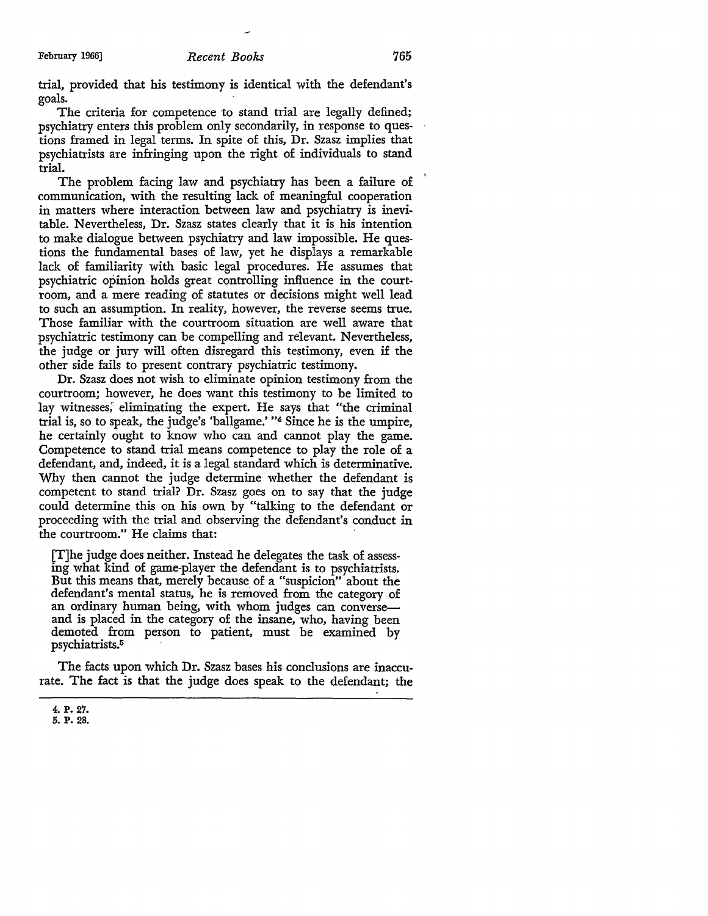trial, provided that his testimony is identical with the defendant's goals.

The criteria for competence to stand trial are legally defined; psychiatry enters this problem only secondarily, in response to questions framed in legal terms. In spite of this, Dr. Szasz implies that psychiatrists are infringing upon the right of individuals to stand trial.

The problem facing law and psychiatry has been a failure of communication, with the resulting lack of meaningful cooperation in matters where interaction between law and psychiatry is inevitable. Nevertheless, Dr. Szasz states clearly that it is his intention to make dialogue between psychiatry and law impossible. He questions the fundamental bases of law, yet he displays a remarkable lack of familiarity with basic legal procedures. He assumes that psychiatric opinion holds great controlling influence in the courtroom, and a mere reading of statutes or decisions might well lead to such an assumption. In reality, however, the reverse seems true. Those familiar with the courtroom situation are well aware that psychiatric testimony can be compelling and relevant. Nevertheless, the judge or jury will often disregard this testimony, even if the other side fails to present contrary psychiatric testimony.

Dr. Szasz does not wish to eliminate opinion testimony from the courtroom; however, he does want this testimony to be limited to lay witnesses, eliminating the expert. He says that "the criminal trial is, so to speak, the judge's 'ballgame.' "[4] Since he is the umpire, he certainly ought to know who can and cannot play the game. Competence to stand trial means competence to play the role of a defendant, and, indeed, it is a legal standard which is determinative. Why then cannot the judge determine whether the defendant is competent to stand trial? Dr. Szasz goes on to say that the judge could determine this on his own by "talking to the defendant or proceeding with the trial and observing the defendant's conduct in the courtroom." He claims that:

> [T]he judge does neither. Instead he delegates the task of assessing what kind of game-player the defendant is to psychiatrists. But this means that, merely because of a "suspicion" about the defendant's mental status, he is removed from the category of an ordinary human being, with whom judges can converse—and is placed in the category of the insane, who, having been demoted from person to patient, must be examined by psychiatrists.[5]

The facts upon which Dr. Szasz bases his conclusions are inaccurate. The fact is that the judge does speak to the defendant; the

---

4. P. 27.
5. P. 28.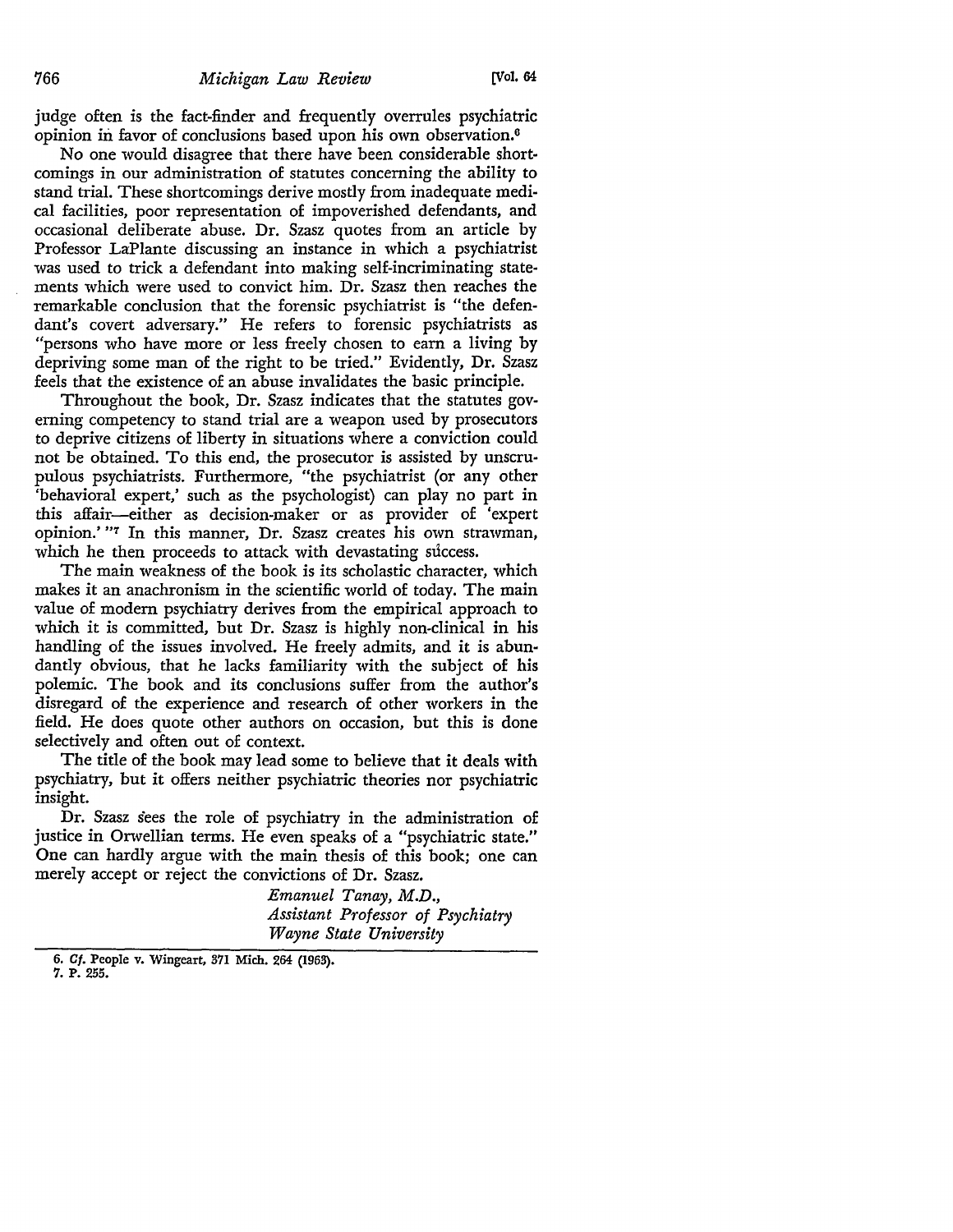judge often is the fact-finder and frequently overrules psychiatric opinion in favor of conclusions based upon his own observation.[6]

No one would disagree that there have been considerable shortcomings in our administration of statutes concerning the ability to stand trial. These shortcomings derive mostly from inadequate medical facilities, poor representation of impoverished defendants, and occasional deliberate abuse. Dr. Szasz quotes from an article by Professor LaPlante discussing an instance in which a psychiatrist was used to trick a defendant into making self-incriminating statements which were used to convict him. Dr. Szasz then reaches the remarkable conclusion that the forensic psychiatrist is "the defendant's covert adversary." He refers to forensic psychiatrists as "persons who have more or less freely chosen to earn a living by depriving some man of the right to be tried." Evidently, Dr. Szasz feels that the existence of an abuse invalidates the basic principle.

Throughout the book, Dr. Szasz indicates that the statutes governing competency to stand trial are a weapon used by prosecutors to deprive citizens of liberty in situations where a conviction could not be obtained. To this end, the prosecutor is assisted by unscrupulous psychiatrists. Furthermore, "the psychiatrist (or any other 'behavioral expert,' such as the psychologist) can play no part in this affair—either as decision-maker or as provider of 'expert opinion.' "[7] In this manner, Dr. Szasz creates his own strawman, which he then proceeds to attack with devastating success.

The main weakness of the book is its scholastic character, which makes it an anachronism in the scientific world of today. The main value of modern psychiatry derives from the empirical approach to which it is committed, but Dr. Szasz is highly non-clinical in his handling of the issues involved. He freely admits, and it is abundantly obvious, that he lacks familiarity with the subject of his polemic. The book and its conclusions suffer from the author's disregard of the experience and research of other workers in the field. He does quote other authors on occasion, but this is done selectively and often out of context.

The title of the book may lead some to believe that it deals with psychiatry, but it offers neither psychiatric theories nor psychiatric insight.

Dr. Szasz sees the role of psychiatry in the administration of justice in Orwellian terms. He even speaks of a "psychiatric state." One can hardly argue with the main thesis of this book; one can merely accept or reject the convictions of Dr. Szasz.

*Emanuel Tanay, M.D.,*
*Assistant Professor of Psychiatry*
*Wayne State University*

---

6. *Cf.* People v. Wingeart, 371 Mich. 264 (1963).

7. P. 255.